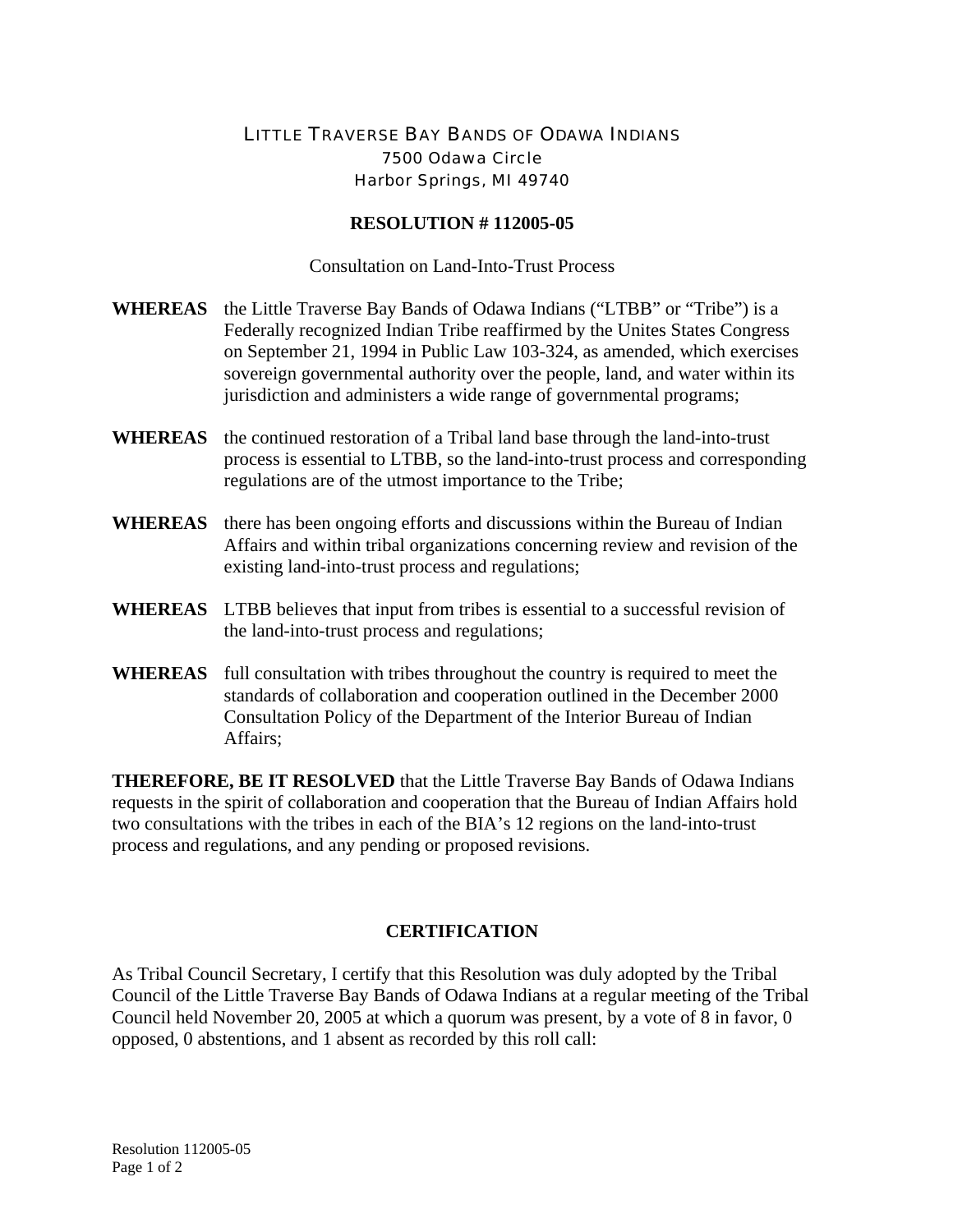# LITTLE TRAVERSE BAY BANDS OF ODAWA INDIANS

7500 Odawa Circle
Harbor Springs, MI 49740

## RESOLUTION # 112005-05

Consultation on Land-Into-Trust Process

**WHEREAS** the Little Traverse Bay Bands of Odawa Indians ("LTBB" or "Tribe") is a Federally recognized Indian Tribe reaffirmed by the Unites States Congress on September 21, 1994 in Public Law 103-324, as amended, which exercises sovereign governmental authority over the people, land, and water within its jurisdiction and administers a wide range of governmental programs;

**WHEREAS** the continued restoration of a Tribal land base through the land-into-trust process is essential to LTBB, so the land-into-trust process and corresponding regulations are of the utmost importance to the Tribe;

**WHEREAS** there has been ongoing efforts and discussions within the Bureau of Indian Affairs and within tribal organizations concerning review and revision of the existing land-into-trust process and regulations;

**WHEREAS** LTBB believes that input from tribes is essential to a successful revision of the land-into-trust process and regulations;

**WHEREAS** full consultation with tribes throughout the country is required to meet the standards of collaboration and cooperation outlined in the December 2000 Consultation Policy of the Department of the Interior Bureau of Indian Affairs;

**THEREFORE, BE IT RESOLVED** that the Little Traverse Bay Bands of Odawa Indians requests in the spirit of collaboration and cooperation that the Bureau of Indian Affairs hold two consultations with the tribes in each of the BIA's 12 regions on the land-into-trust process and regulations, and any pending or proposed revisions.

## CERTIFICATION

As Tribal Council Secretary, I certify that this Resolution was duly adopted by the Tribal Council of the Little Traverse Bay Bands of Odawa Indians at a regular meeting of the Tribal Council held November 20, 2005 at which a quorum was present, by a vote of 8 in favor, 0 opposed, 0 abstentions, and 1 absent as recorded by this roll call: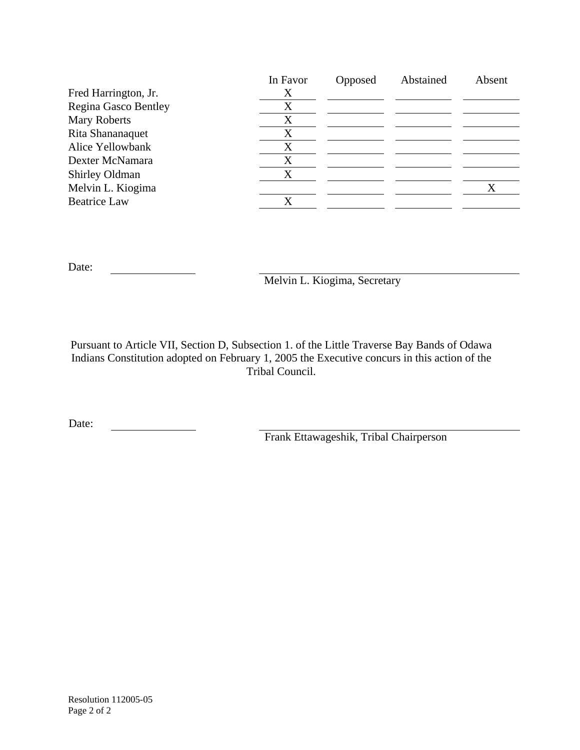| | In Favor | Opposed | Abstained | Absent |
|---|---|---|---|---|
| Fred Harrington, Jr. | X | | | |
| Regina Gasco Bentley | X | | | |
| Mary Roberts | X | | | |
| Rita Shananaquet | X | | | |
| Alice Yellowbank | X | | | |
| Dexter McNamara | X | | | |
| Shirley Oldman | X | | | |
| Melvin L. Kiogima | | | | X |
| Beatrice Law | X | | | |

Date: ____________

______________________________
Melvin L. Kiogima, Secretary

Pursuant to Article VII, Section D, Subsection 1. of the Little Traverse Bay Bands of Odawa Indians Constitution adopted on February 1, 2005 the Executive concurs in this action of the Tribal Council.

Date: ____________

______________________________
Frank Ettawageshik, Tribal Chairperson

Resolution 112005-05